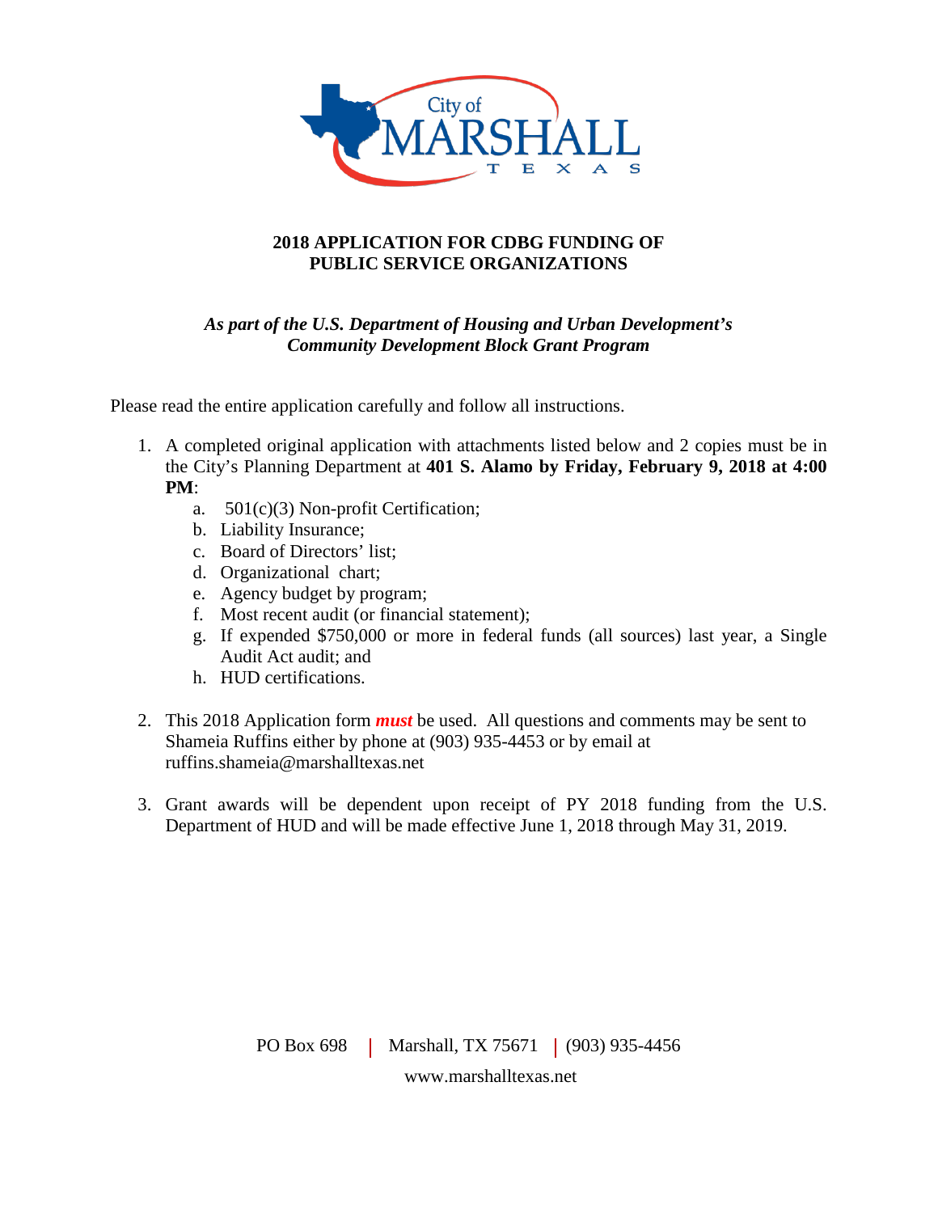City of MARSHALL TEXAS

# 2018 APPLICATION FOR CDBG FUNDING OF PUBLIC SERVICE ORGANIZATIONS

***As part of the U.S. Department of Housing and Urban Development's Community Development Block Grant Program***

Please read the entire application carefully and follow all instructions.

1. A completed original application with attachments listed below and 2 copies must be in the City's Planning Department at **401 S. Alamo by Friday, February 9, 2018 at 4:00 PM**:
   a. 501(c)(3) Non-profit Certification;
   b. Liability Insurance;
   c. Board of Directors' list;
   d. Organizational chart;
   e. Agency budget by program;
   f. Most recent audit (or financial statement);
   g. If expended $750,000 or more in federal funds (all sources) last year, a Single Audit Act audit; and
   h. HUD certifications.

2. This 2018 Application form ***must*** be used. All questions and comments may be sent to Shameia Ruffins either by phone at (903) 935-4453 or by email at ruffins.shameia@marshalltexas.net

3. Grant awards will be dependent upon receipt of PY 2018 funding from the U.S. Department of HUD and will be made effective June 1, 2018 through May 31, 2019.

PO Box 698 | Marshall, TX 75671 | (903) 935-4456

www.marshalltexas.net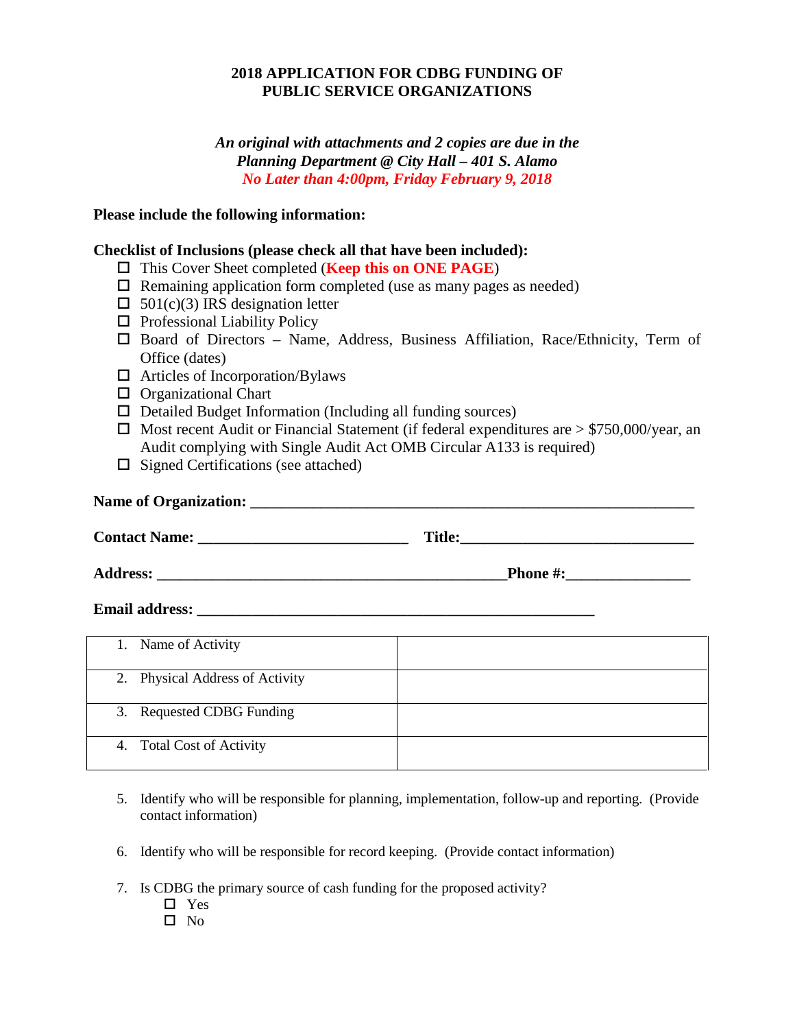**2018 APPLICATION FOR CDBG FUNDING OF PUBLIC SERVICE ORGANIZATIONS**

***An original with attachments and 2 copies are due in the Planning Department @ City Hall – 401 S. Alamo***
***No Later than 4:00pm, Friday February 9, 2018***

**Please include the following information:**

**Checklist of Inclusions (please check all that have been included):**

- ☐ This Cover Sheet completed (**Keep this on ONE PAGE**)
- ☐ Remaining application form completed (use as many pages as needed)
- ☐ 501(c)(3) IRS designation letter
- ☐ Professional Liability Policy
- ☐ Board of Directors – Name, Address, Business Affiliation, Race/Ethnicity, Term of Office (dates)
- ☐ Articles of Incorporation/Bylaws
- ☐ Organizational Chart
- ☐ Detailed Budget Information (Including all funding sources)
- ☐ Most recent Audit or Financial Statement (if federal expenditures are > $750,000/year, an Audit complying with Single Audit Act OMB Circular A133 is required)
- ☐ Signed Certifications (see attached)

**Name of Organization:** ____________________________________________

**Contact Name:** ______________________ **Title:** ______________________

**Address:** ____________________________________ **Phone #:** ______________

**Email address:** ________________________________________

| | |
|---|---|
| 1. Name of Activity | |
| 2. Physical Address of Activity | |
| 3. Requested CDBG Funding | |
| 4. Total Cost of Activity | |

5. Identify who will be responsible for planning, implementation, follow-up and reporting. (Provide contact information)

6. Identify who will be responsible for record keeping. (Provide contact information)

7. Is CDBG the primary source of cash funding for the proposed activity?
   - ☐ Yes
   - ☐ No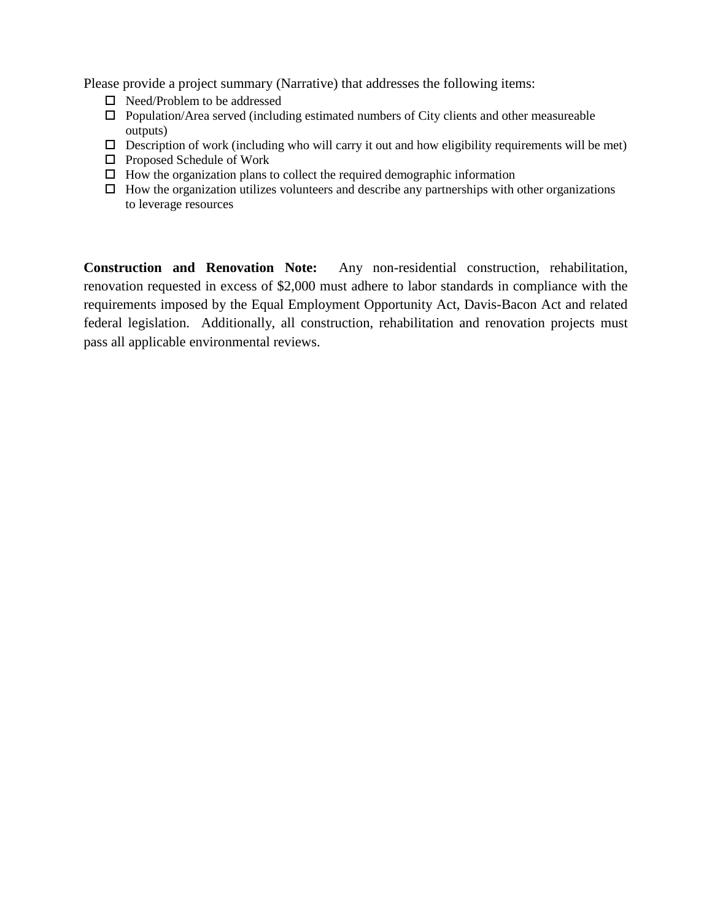Please provide a project summary (Narrative) that addresses the following items:

- ☐ Need/Problem to be addressed
- ☐ Population/Area served (including estimated numbers of City clients and other measureable outputs)
- ☐ Description of work (including who will carry it out and how eligibility requirements will be met)
- ☐ Proposed Schedule of Work
- ☐ How the organization plans to collect the required demographic information
- ☐ How the organization utilizes volunteers and describe any partnerships with other organizations to leverage resources

**Construction and Renovation Note:** Any non-residential construction, rehabilitation, renovation requested in excess of $2,000 must adhere to labor standards in compliance with the requirements imposed by the Equal Employment Opportunity Act, Davis-Bacon Act and related federal legislation. Additionally, all construction, rehabilitation and renovation projects must pass all applicable environmental reviews.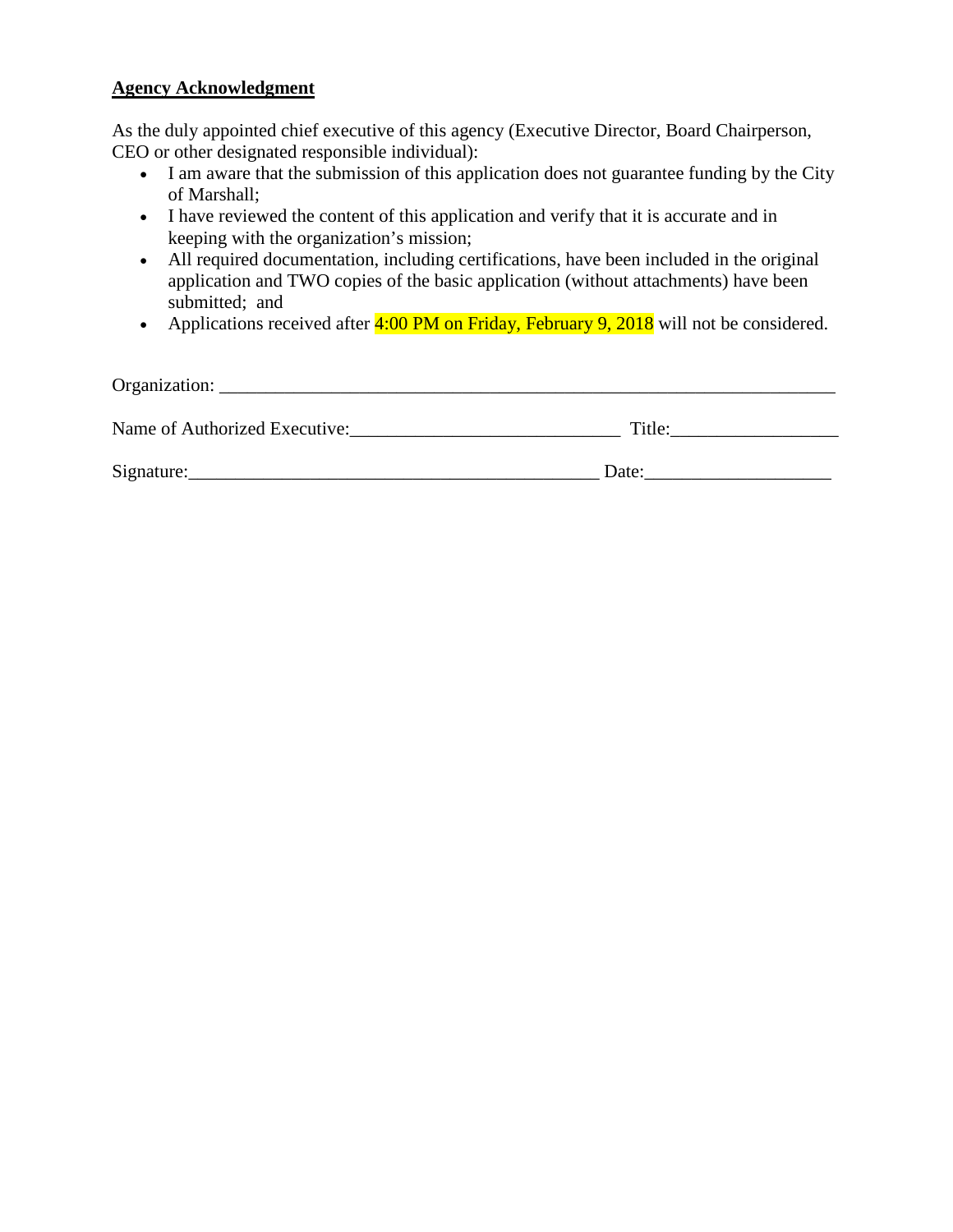**Agency Acknowledgment**

As the duly appointed chief executive of this agency (Executive Director, Board Chairperson, CEO or other designated responsible individual):

- I am aware that the submission of this application does not guarantee funding by the City of Marshall;
- I have reviewed the content of this application and verify that it is accurate and in keeping with the organization's mission;
- All required documentation, including certifications, have been included in the original application and TWO copies of the basic application (without attachments) have been submitted; and
- Applications received after 4:00 PM on Friday, February 9, 2018 will not be considered.

Organization: ______________________________________________________________________

Name of Authorized Executive:_____________________________ Title:_________________

Signature:____________________________________________ Date:___________________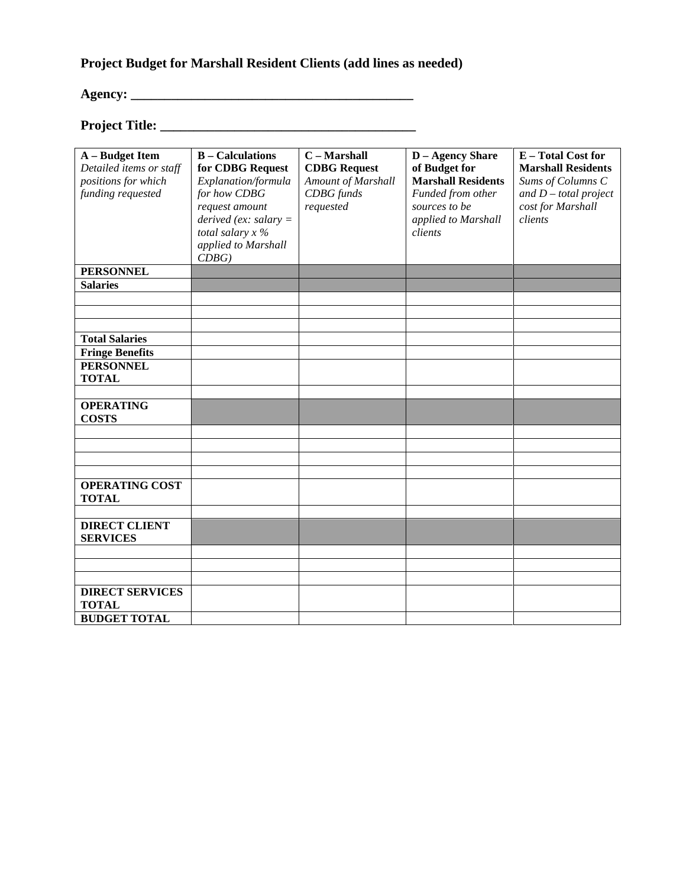**Project Budget for Marshall Resident Clients (add lines as needed)**

**Agency: ________________________________________**

**Project Title: ___________________________________**

| **A – Budget Item** *Detailed items or staff positions for which funding requested* | **B – Calculations for CDBG Request** *Explanation/formula for how CDBG request amount derived (ex: salary = total salary x % applied to Marshall CDBG)* | **C – Marshall CDBG Request** *Amount of Marshall CDBG funds requested* | **D – Agency Share of Budget for Marshall Residents** *Funded from other sources to be applied to Marshall clients* | **E – Total Cost for Marshall Residents** *Sums of Columns C and D – total project cost for Marshall clients* |
|---|---|---|---|---|
| **PERSONNEL** | | | | |
| **Salaries** | | | | |
| | | | | |
| | | | | |
| | | | | |
| **Total Salaries** | | | | |
| **Fringe Benefits** | | | | |
| **PERSONNEL TOTAL** | | | | |
| | | | | |
| **OPERATING COSTS** | | | | |
| | | | | |
| | | | | |
| | | | | |
| | | | | |
| **OPERATING COST TOTAL** | | | | |
| | | | | |
| **DIRECT CLIENT SERVICES** | | | | |
| | | | | |
| | | | | |
| | | | | |
| **DIRECT SERVICES TOTAL** | | | | |
| **BUDGET TOTAL** | | | | |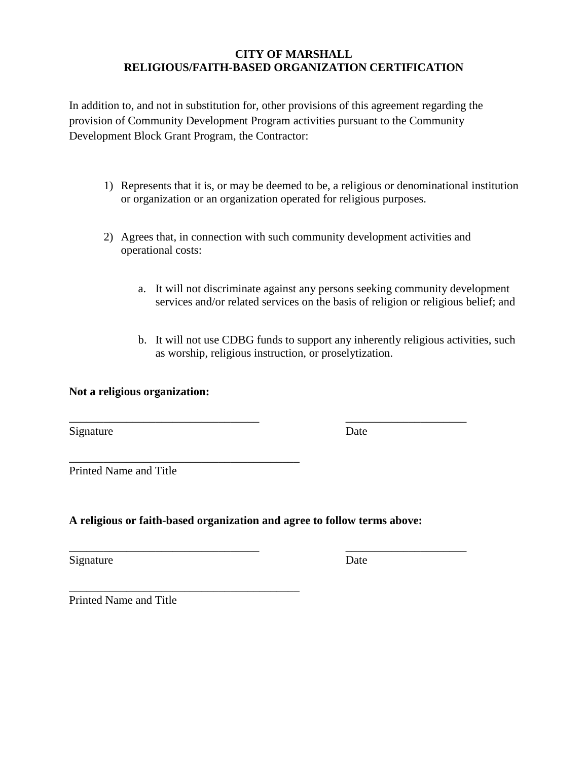# CITY OF MARSHALL
## RELIGIOUS/FAITH-BASED ORGANIZATION CERTIFICATION

In addition to, and not in substitution for, other provisions of this agreement regarding the provision of Community Development Program activities pursuant to the Community Development Block Grant Program, the Contractor:

1) Represents that it is, or may be deemed to be, a religious or denominational institution or organization or an organization operated for religious purposes.

2) Agrees that, in connection with such community development activities and operational costs:

    a. It will not discriminate against any persons seeking community development services and/or related services on the basis of religion or religious belief; and

    b. It will not use CDBG funds to support any inherently religious activities, such as worship, religious instruction, or proselytization.

**Not a religious organization:**

_________________________________ _____________________
Signature Date

________________________________________
Printed Name and Title

**A religious or faith-based organization and agree to follow terms above:**

_________________________________ _____________________
Signature Date

________________________________________
Printed Name and Title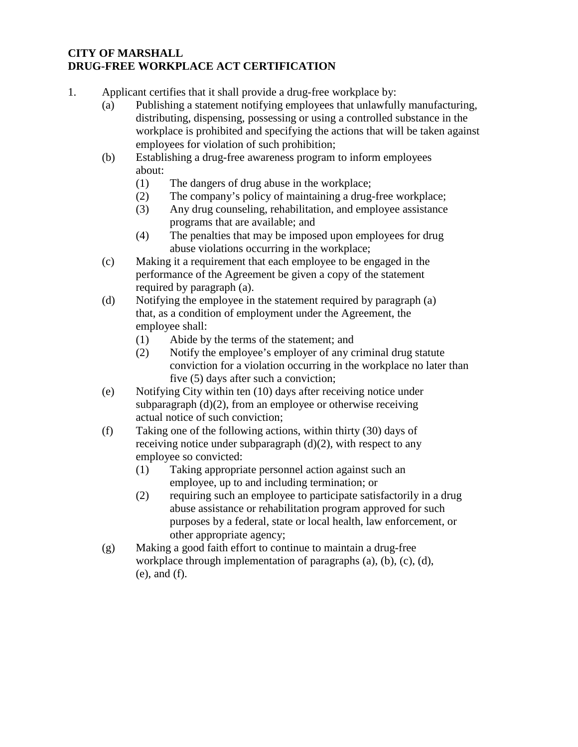**CITY OF MARSHALL**
**DRUG-FREE WORKPLACE ACT CERTIFICATION**

1. Applicant certifies that it shall provide a drug-free workplace by:
   - (a) Publishing a statement notifying employees that unlawfully manufacturing, distributing, dispensing, possessing or using a controlled substance in the workplace is prohibited and specifying the actions that will be taken against employees for violation of such prohibition;
   - (b) Establishing a drug-free awareness program to inform employees about:
     - (1) The dangers of drug abuse in the workplace;
     - (2) The company's policy of maintaining a drug-free workplace;
     - (3) Any drug counseling, rehabilitation, and employee assistance programs that are available; and
     - (4) The penalties that may be imposed upon employees for drug abuse violations occurring in the workplace;
   - (c) Making it a requirement that each employee to be engaged in the performance of the Agreement be given a copy of the statement required by paragraph (a).
   - (d) Notifying the employee in the statement required by paragraph (a) that, as a condition of employment under the Agreement, the employee shall:
     - (1) Abide by the terms of the statement; and
     - (2) Notify the employee's employer of any criminal drug statute conviction for a violation occurring in the workplace no later than five (5) days after such a conviction;
   - (e) Notifying City within ten (10) days after receiving notice under subparagraph (d)(2), from an employee or otherwise receiving actual notice of such conviction;
   - (f) Taking one of the following actions, within thirty (30) days of receiving notice under subparagraph (d)(2), with respect to any employee so convicted:
     - (1) Taking appropriate personnel action against such an employee, up to and including termination; or
     - (2) requiring such an employee to participate satisfactorily in a drug abuse assistance or rehabilitation program approved for such purposes by a federal, state or local health, law enforcement, or other appropriate agency;
   - (g) Making a good faith effort to continue to maintain a drug-free workplace through implementation of paragraphs (a), (b), (c), (d), (e), and (f).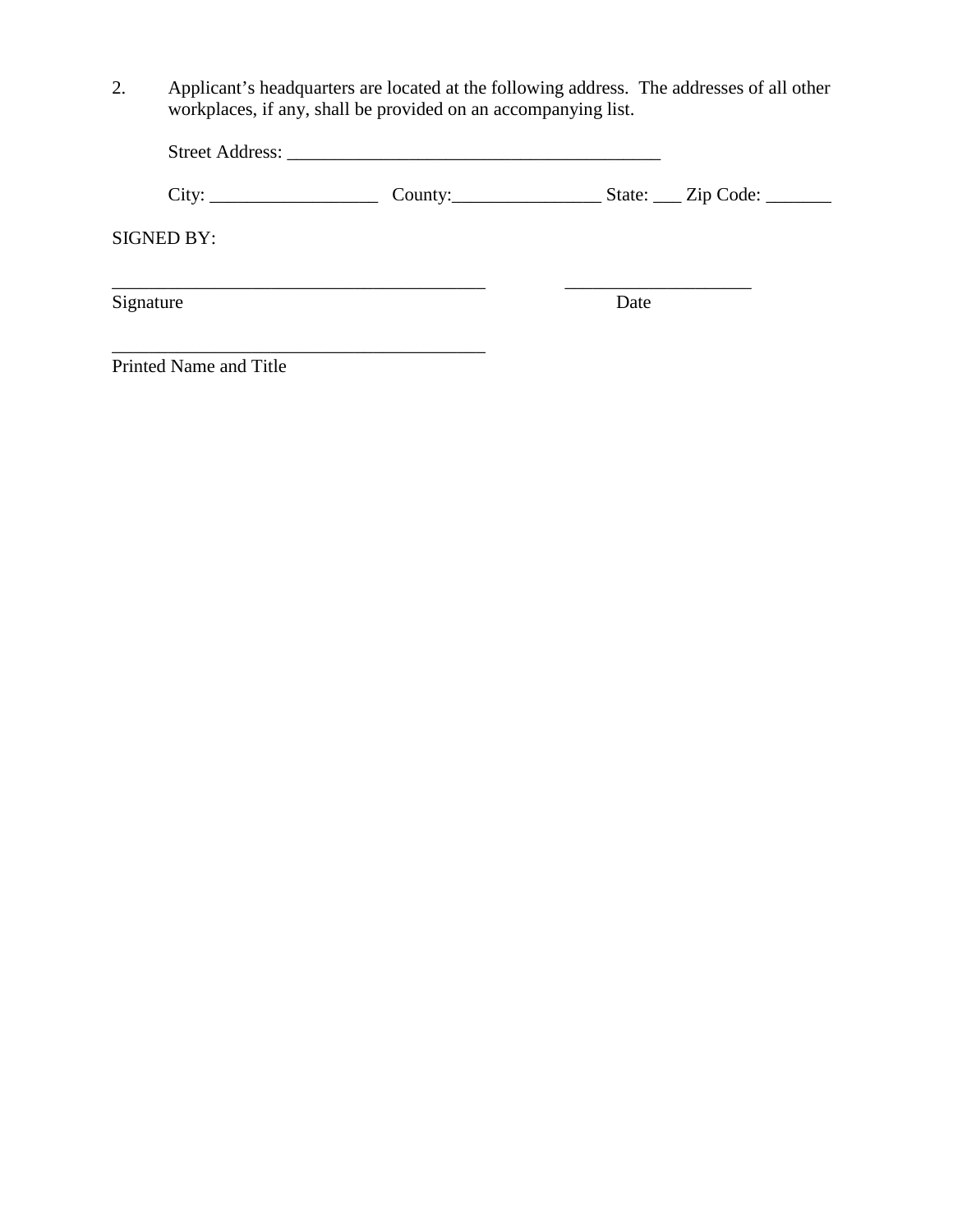2. Applicant's headquarters are located at the following address. The addresses of all other workplaces, if any, shall be provided on an accompanying list.

   Street Address: _________________________________________

   City: __________________ County:________________ State: ___ Zip Code: _______

SIGNED BY:

_________________________________________ ____________________

Signature Date

_________________________________________

Printed Name and Title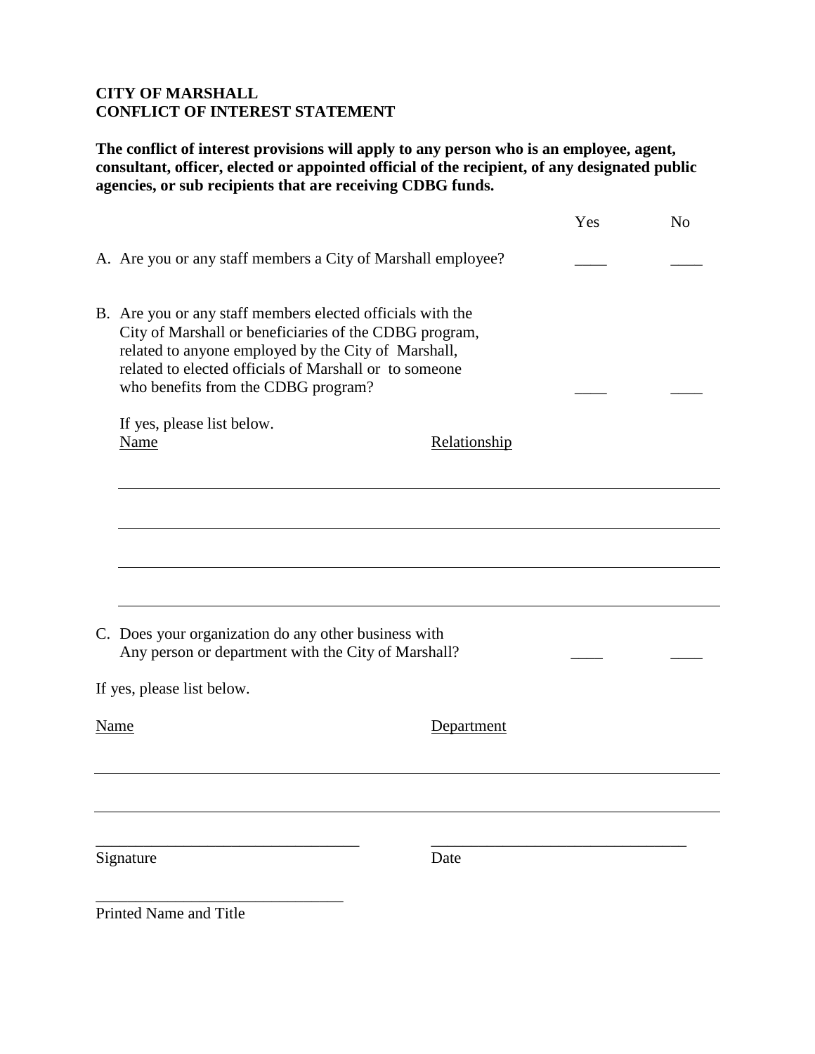**CITY OF MARSHALL**
**CONFLICT OF INTEREST STATEMENT**

**The conflict of interest provisions will apply to any person who is an employee, agent, consultant, officer, elected or appointed official of the recipient, of any designated public agencies, or sub recipients that are receiving CDBG funds.**

| | Yes | No |
|---|---|---|
| A. Are you or any staff members a City of Marshall employee? | ____ | ____ |
| B. Are you or any staff members elected officials with the City of Marshall or beneficiaries of the CDBG program, related to anyone employed by the City of Marshall, related to elected officials of Marshall or to someone who benefits from the CDBG program? | ____ | ____ |

If yes, please list below.

| Name | Relationship |
|---|---|
| | |
| | |
| | |
| | |

| | Yes | No |
|---|---|---|
| C. Does your organization do any other business with Any person or department with the City of Marshall? | ____ | ____ |

If yes, please list below.

| Name | Department |
|---|---|
| | |
| | |

_________________________________ Signature

_________________________________ Date

_________________________________ Printed Name and Title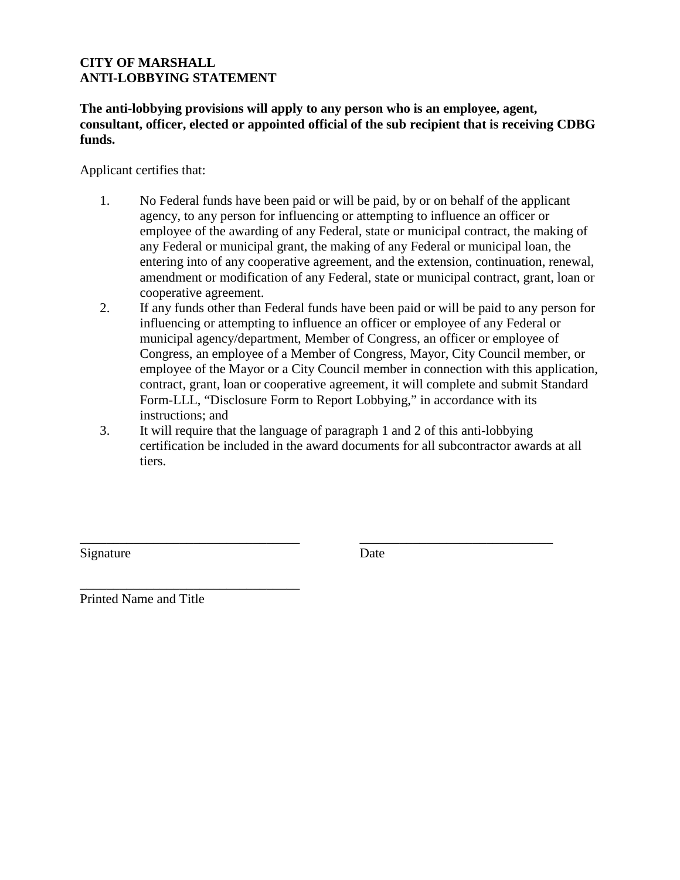**CITY OF MARSHALL**
**ANTI-LOBBYING STATEMENT**

**The anti-lobbying provisions will apply to any person who is an employee, agent, consultant, officer, elected or appointed official of the sub recipient that is receiving CDBG funds.**

Applicant certifies that:

1. No Federal funds have been paid or will be paid, by or on behalf of the applicant agency, to any person for influencing or attempting to influence an officer or employee of the awarding of any Federal, state or municipal contract, the making of any Federal or municipal grant, the making of any Federal or municipal loan, the entering into of any cooperative agreement, and the extension, continuation, renewal, amendment or modification of any Federal, state or municipal contract, grant, loan or cooperative agreement.
2. If any funds other than Federal funds have been paid or will be paid to any person for influencing or attempting to influence an officer or employee of any Federal or municipal agency/department, Member of Congress, an officer or employee of Congress, an employee of a Member of Congress, Mayor, City Council member, or employee of the Mayor or a City Council member in connection with this application, contract, grant, loan or cooperative agreement, it will complete and submit Standard Form-LLL, "Disclosure Form to Report Lobbying," in accordance with its instructions; and
3. It will require that the language of paragraph 1 and 2 of this anti-lobbying certification be included in the award documents for all subcontractor awards at all tiers.

_________________________________ &nbsp;&nbsp;&nbsp;&nbsp; _____________________________
Signature &nbsp;&nbsp;&nbsp;&nbsp;&nbsp;&nbsp;&nbsp;&nbsp;&nbsp;&nbsp;&nbsp;&nbsp;&nbsp;&nbsp;&nbsp;&nbsp;&nbsp;&nbsp;&nbsp;&nbsp;&nbsp;&nbsp;&nbsp;&nbsp;&nbsp;&nbsp;&nbsp;&nbsp;&nbsp;&nbsp;&nbsp;&nbsp;&nbsp;&nbsp;&nbsp;&nbsp;&nbsp;&nbsp;&nbsp;&nbsp; Date

_________________________________
Printed Name and Title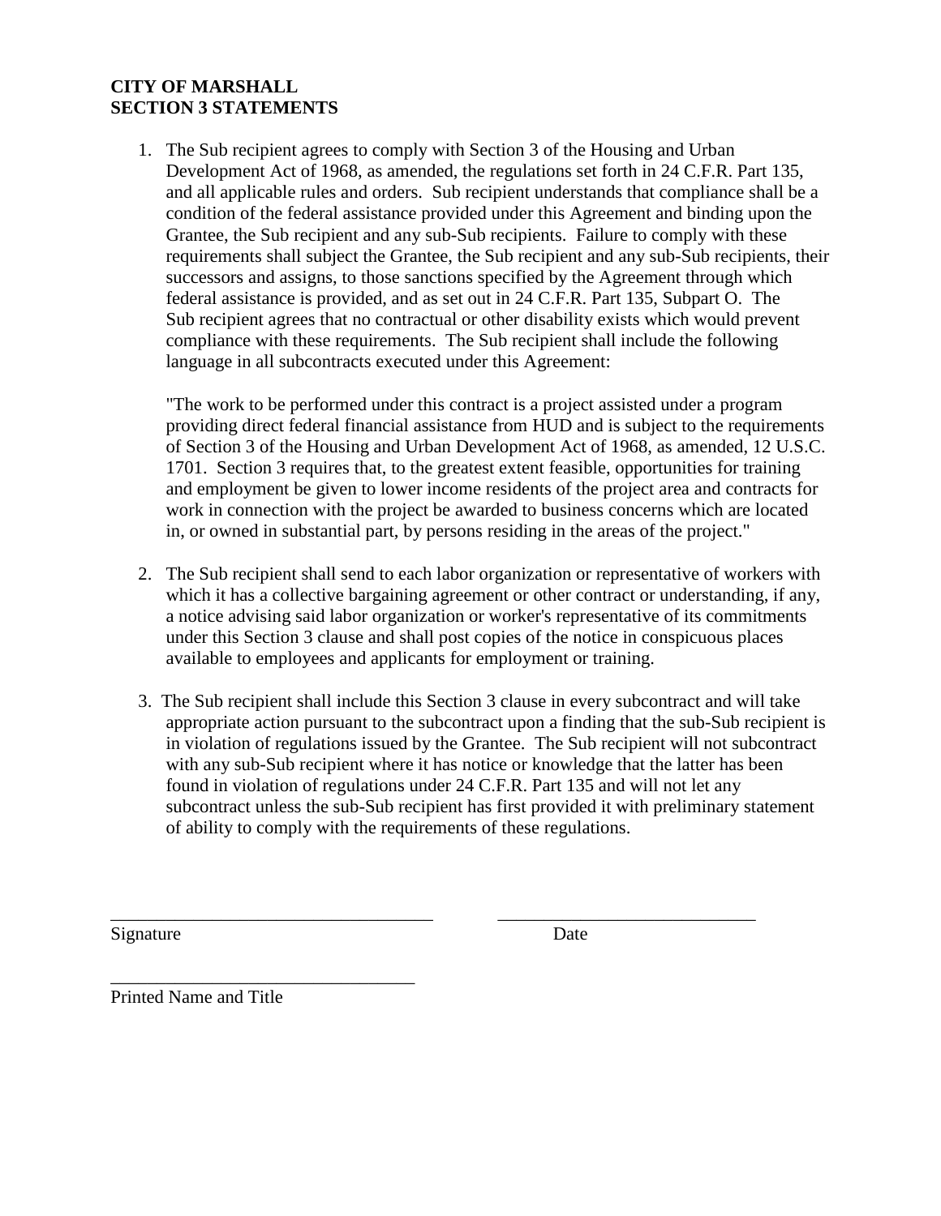**CITY OF MARSHALL**
**SECTION 3 STATEMENTS**

1. The Sub recipient agrees to comply with Section 3 of the Housing and Urban Development Act of 1968, as amended, the regulations set forth in 24 C.F.R. Part 135, and all applicable rules and orders. Sub recipient understands that compliance shall be a condition of the federal assistance provided under this Agreement and binding upon the Grantee, the Sub recipient and any sub-Sub recipients. Failure to comply with these requirements shall subject the Grantee, the Sub recipient and any sub-Sub recipients, their successors and assigns, to those sanctions specified by the Agreement through which federal assistance is provided, and as set out in 24 C.F.R. Part 135, Subpart O. The Sub recipient agrees that no contractual or other disability exists which would prevent compliance with these requirements. The Sub recipient shall include the following language in all subcontracts executed under this Agreement:

   "The work to be performed under this contract is a project assisted under a program providing direct federal financial assistance from HUD and is subject to the requirements of Section 3 of the Housing and Urban Development Act of 1968, as amended, 12 U.S.C. 1701. Section 3 requires that, to the greatest extent feasible, opportunities for training and employment be given to lower income residents of the project area and contracts for work in connection with the project be awarded to business concerns which are located in, or owned in substantial part, by persons residing in the areas of the project."

2. The Sub recipient shall send to each labor organization or representative of workers with which it has a collective bargaining agreement or other contract or understanding, if any, a notice advising said labor organization or worker's representative of its commitments under this Section 3 clause and shall post copies of the notice in conspicuous places available to employees and applicants for employment or training.

3. The Sub recipient shall include this Section 3 clause in every subcontract and will take appropriate action pursuant to the subcontract upon a finding that the sub-Sub recipient is in violation of regulations issued by the Grantee. The Sub recipient will not subcontract with any sub-Sub recipient where it has notice or knowledge that the latter has been found in violation of regulations under 24 C.F.R. Part 135 and will not let any subcontract unless the sub-Sub recipient has first provided it with preliminary statement of ability to comply with the requirements of these regulations.

\_\_\_\_\_\_\_\_\_\_\_\_\_\_\_\_\_\_\_\_\_\_\_\_\_\_\_\_\_\_\_\_\_\_\_ \_\_\_\_\_\_\_\_\_\_\_\_\_\_\_\_\_\_\_\_\_\_\_\_\_\_\_\_
Signature Date

\_\_\_\_\_\_\_\_\_\_\_\_\_\_\_\_\_\_\_\_\_\_\_\_\_\_\_\_\_\_\_\_\_
Printed Name and Title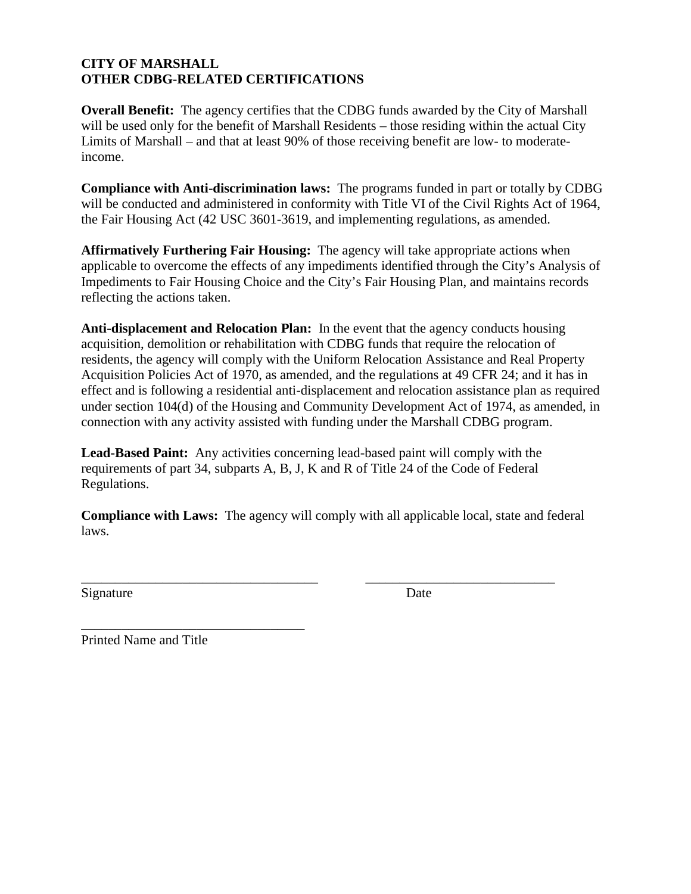**CITY OF MARSHALL**
**OTHER CDBG-RELATED CERTIFICATIONS**

**Overall Benefit:** The agency certifies that the CDBG funds awarded by the City of Marshall will be used only for the benefit of Marshall Residents – those residing within the actual City Limits of Marshall – and that at least 90% of those receiving benefit are low- to moderate-income.

**Compliance with Anti-discrimination laws:** The programs funded in part or totally by CDBG will be conducted and administered in conformity with Title VI of the Civil Rights Act of 1964, the Fair Housing Act (42 USC 3601-3619, and implementing regulations, as amended.

**Affirmatively Furthering Fair Housing:** The agency will take appropriate actions when applicable to overcome the effects of any impediments identified through the City's Analysis of Impediments to Fair Housing Choice and the City's Fair Housing Plan, and maintains records reflecting the actions taken.

**Anti-displacement and Relocation Plan:** In the event that the agency conducts housing acquisition, demolition or rehabilitation with CDBG funds that require the relocation of residents, the agency will comply with the Uniform Relocation Assistance and Real Property Acquisition Policies Act of 1970, as amended, and the regulations at 49 CFR 24; and it has in effect and is following a residential anti-displacement and relocation assistance plan as required under section 104(d) of the Housing and Community Development Act of 1974, as amended, in connection with any activity assisted with funding under the Marshall CDBG program.

**Lead-Based Paint:** Any activities concerning lead-based paint will comply with the requirements of part 34, subparts A, B, J, K and R of Title 24 of the Code of Federal Regulations.

**Compliance with Laws:** The agency will comply with all applicable local, state and federal laws.

___________________________________ ____________________________
Signature Date

_________________________________
Printed Name and Title